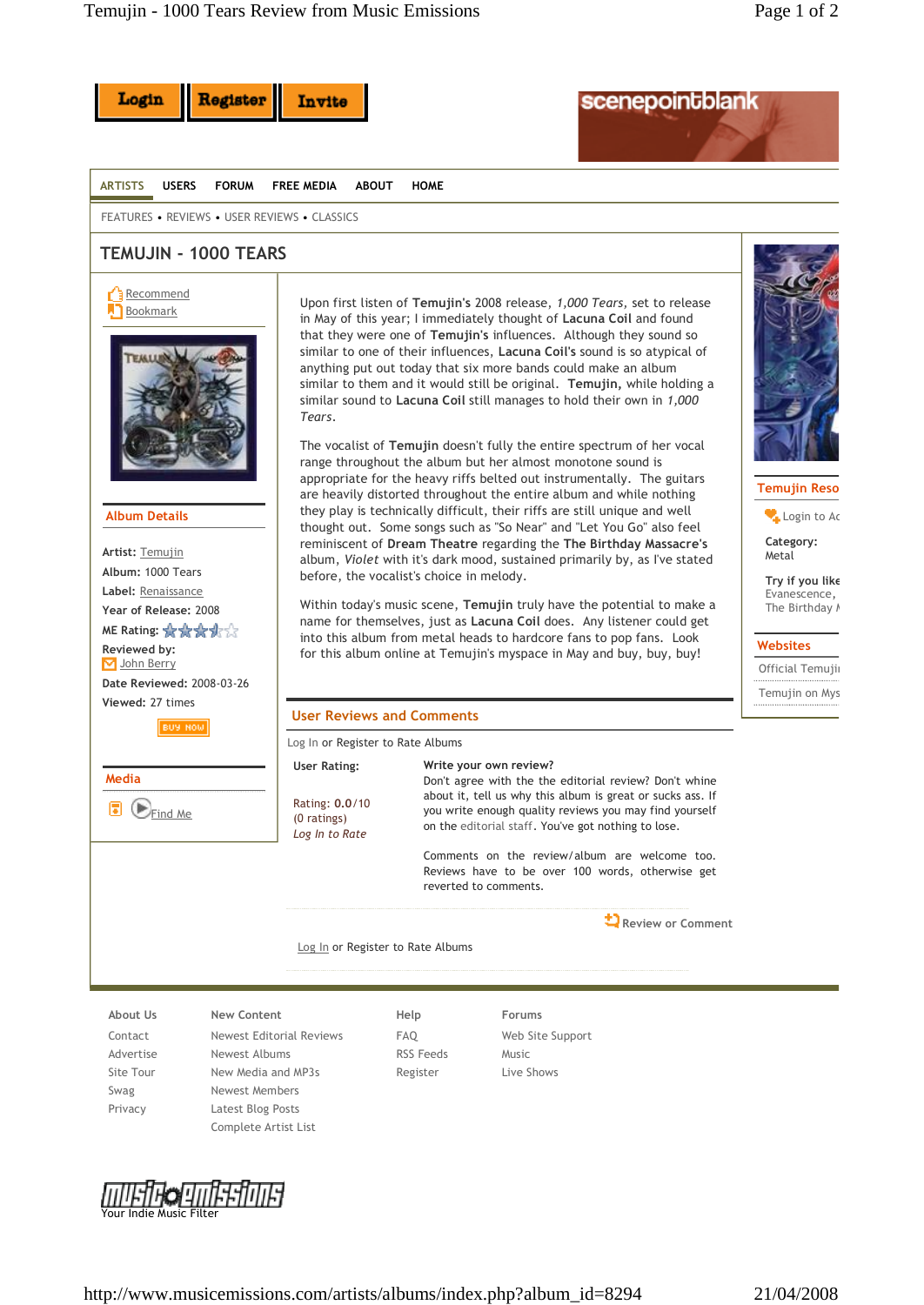Login | Register | Invite

scenepointblank

ARTISTS USERS FORUM FREE MEDIA ABOUT HOME

FEATURES • REVIEWS • USER REVIEWS • CLASSICS

# TEMUJIN - 1000 TEARS

Recommend
Bookmark

## Album Details

**Artist:** Temujin
**Album:** 1000 Tears
**Label:** Renaissance
**Year of Release:** 2008
**ME Rating:**
**Reviewed by:** John Berry
**Date Reviewed:** 2008-03-26
**Viewed:** 27 times

BUY NOW

## Media

Find Me

Upon first listen of **Temujin's** 2008 release, *1,000 Tears*, set to release in May of this year; I immediately thought of **Lacuna Coil** and found that they were one of **Temujin's** influences. Although they sound so similar to one of their influences, **Lacuna Coil's** sound is so atypical of anything put out today that six more bands could make an album similar to them and it would still be original. **Temujin,** while holding a similar sound to **Lacuna Coil** still manages to hold their own in *1,000 Tears*.

The vocalist of **Temujin** doesn't fully the entire spectrum of her vocal range throughout the album but her almost monotone sound is appropriate for the heavy riffs belted out instrumentally. The guitars are heavily distorted throughout the entire album and while nothing they play is technically difficult, their riffs are still unique and well thought out. Some songs such as "So Near" and "Let You Go" also feel reminiscent of **Dream Theatre** regarding the **The Birthday Massacre's** album, *Violet* with it's dark mood, sustained primarily by, as I've stated before, the vocalist's choice in melody.

Within today's music scene, **Temujin** truly have the potential to make a name for themselves, just as **Lacuna Coil** does. Any listener could get into this album from metal heads to hardcore fans to pop fans. Look for this album online at Temujin's myspace in May and buy, buy, buy!

## User Reviews and Comments

Log In or Register to Rate Albums

**User Rating:**

Rating: **0.0**/10
(0 ratings)
*Log In to Rate*

**Write your own review?**
Don't agree with the the editorial review? Don't whine about it, tell us why this album is great or sucks ass. If you write enough quality reviews you may find yourself on the editorial staff. You've got nothing to lose.

Comments on the review/album are welcome too. Reviews have to be over 100 words, otherwise get reverted to comments.

Review or Comment

Log In or Register to Rate Albums

## Temujin Reso

Login to Ac

**Category:**
Metal

**Try if you like**
Evanescence,
The Birthday M

## Websites

Official Temujin
Temujin on Mys

| About Us | New Content | Help | Forums |
|---|---|---|---|
| Contact | Newest Editorial Reviews | FAQ | Web Site Support |
| Advertise | Newest Albums | RSS Feeds | Music |
| Site Tour | New Media and MP3s | Register | Live Shows |
| Swag | Newest Members | | |
| Privacy | Latest Blog Posts | | |
| | Complete Artist List | | |

musicemissions
Your Indie Music Filter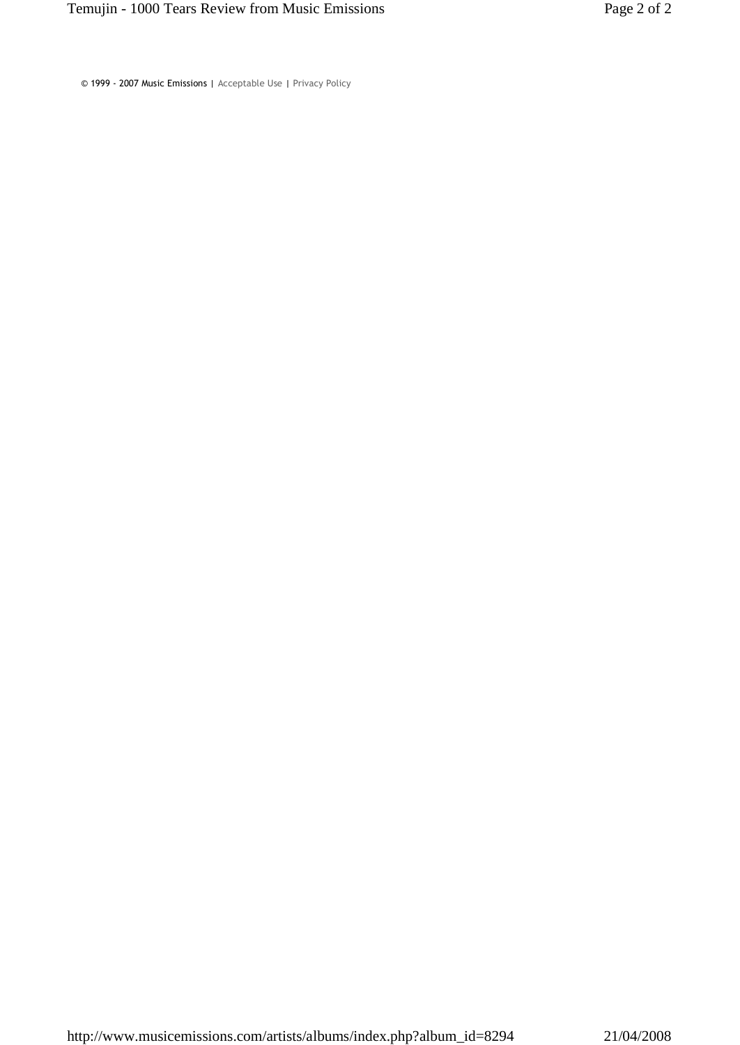© 1999 - 2007 Music Emissions | Acceptable Use | Privacy Policy